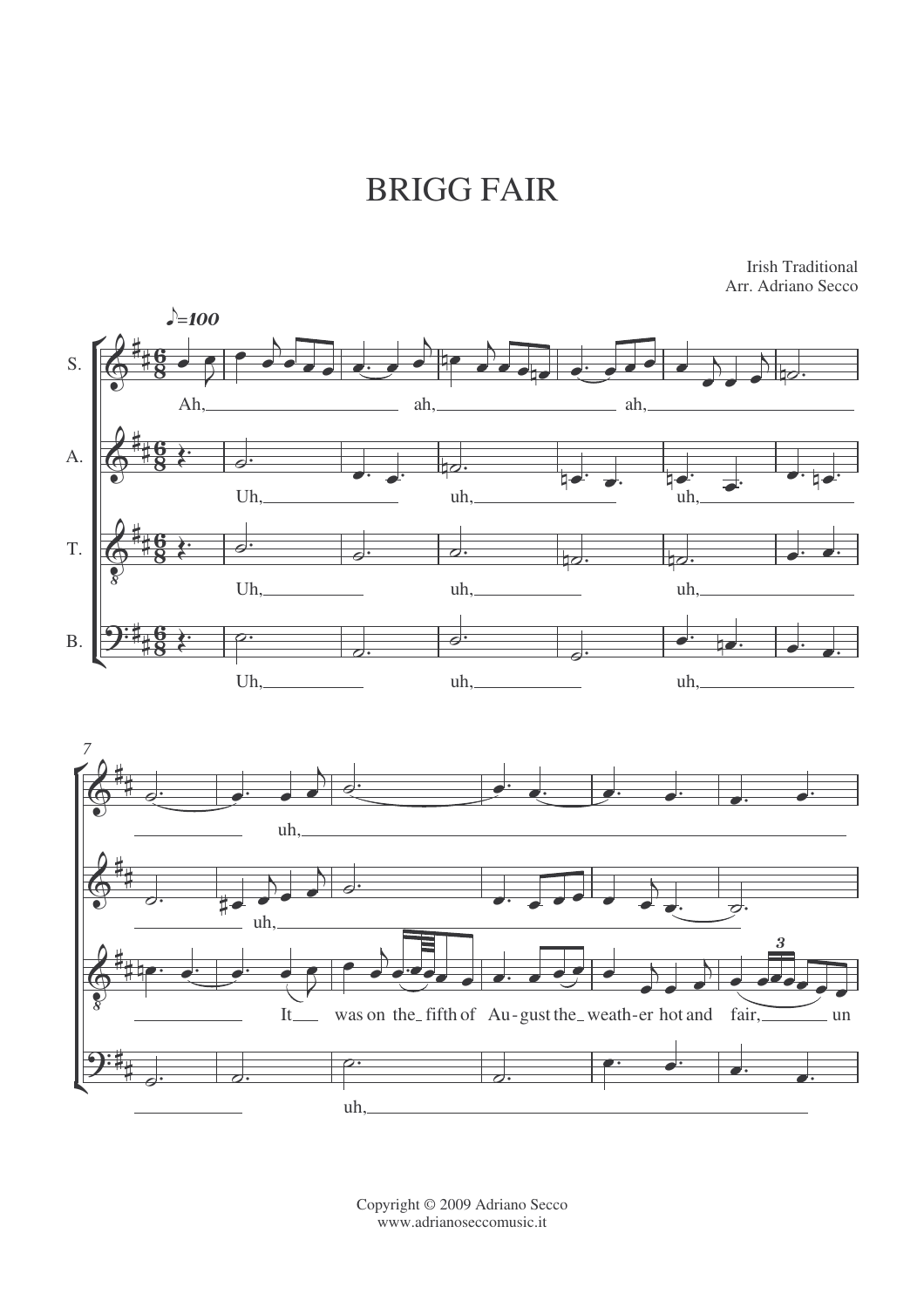# BRIGG FAIR

Irish Traditional
Arr. Adriano Secco

Copyright © 2009 Adriano Secco
www.adrianoseccomusic.it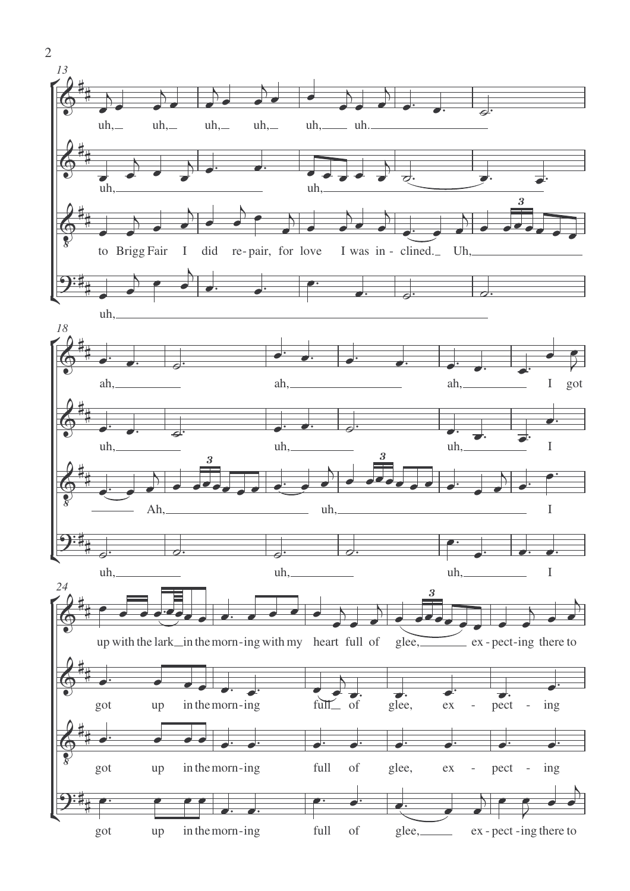13

uh, uh, uh, uh, uh, uh.

uh, uh,

to Brigg Fair I did re-pair, for love I was in - clined. Uh,

uh,

18

ah, ah, ah, I got

uh, uh, uh, I

Ah, uh, I

uh, uh, uh, I

24

up with the lark in the morn-ing with my heart full of glee, ex - pect-ing there to

got up in the morn-ing full of glee, ex - pect - ing

got up in the morn-ing full of glee, ex - pect - ing

got up in the morn-ing full of glee, ex - pect -ing there to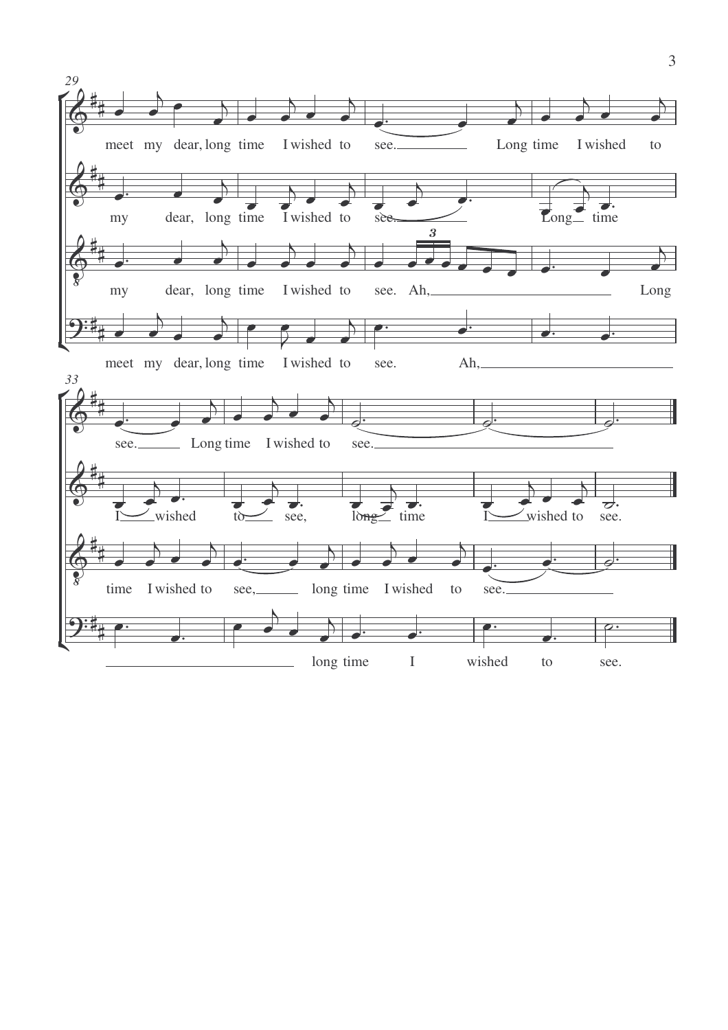29

meet my dear, long time I wished to see. Long time I wished to

my dear, long time I wished to see. Long time

my dear, long time I wished to see. Ah, Long

meet my dear, long time I wished to see. Ah,

33

see. Long time I wished to see.

I wished to see, long time I wished to see.

time I wished to see, long time I wished to see.

long time I wished to see.